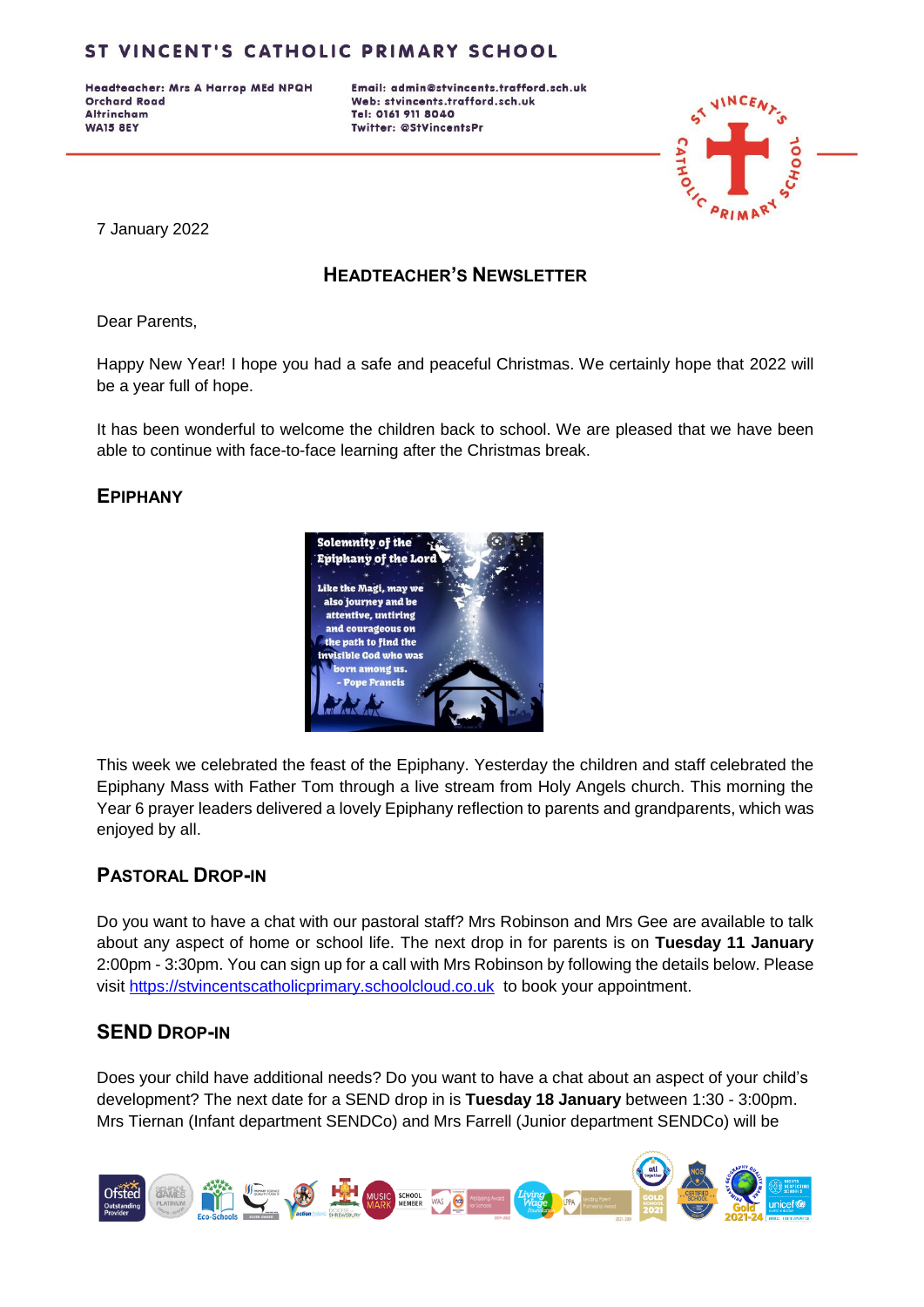# ST VINCENT'S CATHOLIC PRIMARY SCHOOL

Headteacher: Mrs A Harrop MEd NPQH
Orchard Road
Altrincham
WA15 8EY

Email: admin@stvincents.trafford.sch.uk
Web: stvincents.trafford.sch.uk
Tel: 0161 911 8040
Twitter: @StVincentsPr

7 January 2022

## HEADTEACHER'S NEWSLETTER

Dear Parents,

Happy New Year! I hope you had a safe and peaceful Christmas. We certainly hope that 2022 will be a year full of hope.

It has been wonderful to welcome the children back to school. We are pleased that we have been able to continue with face-to-face learning after the Christmas break.

### EPIPHANY

This week we celebrated the feast of the Epiphany. Yesterday the children and staff celebrated the Epiphany Mass with Father Tom through a live stream from Holy Angels church. This morning the Year 6 prayer leaders delivered a lovely Epiphany reflection to parents and grandparents, which was enjoyed by all.

### PASTORAL DROP-IN

Do you want to have a chat with our pastoral staff? Mrs Robinson and Mrs Gee are available to talk about any aspect of home or school life. The next drop in for parents is on **Tuesday 11 January** 2:00pm - 3:30pm. You can sign up for a call with Mrs Robinson by following the details below. Please visit https://stvincentscatholicprimary.schoolcloud.co.uk to book your appointment.

### SEND DROP-IN

Does your child have additional needs? Do you want to have a chat about an aspect of your child's development? The next date for a SEND drop in is **Tuesday 18 January** between 1:30 - 3:00pm. Mrs Tiernan (Infant department SENDCo) and Mrs Farrell (Junior department SENDCo) will be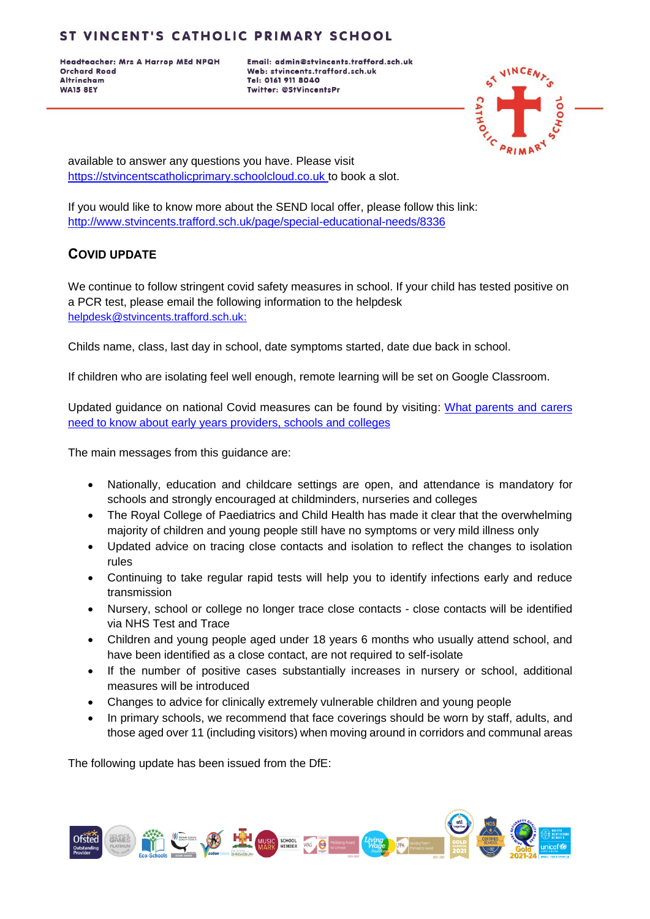available to answer any questions you have. Please visit [https://stvincentscatholicprimary.schoolcloud.co.uk](https://stvincentscatholicprimary.schoolcloud.co.uk) to book a slot.

If you would like to know more about the SEND local offer, please follow this link: [http://www.stvincents.trafford.sch.uk/page/special-educational-needs/8336](http://www.stvincents.trafford.sch.uk/page/special-educational-needs/8336)

## COVID UPDATE

We continue to follow stringent covid safety measures in school. If your child has tested positive on a PCR test, please email the following information to the helpdesk helpdesk@stvincents.trafford.sch.uk:

Childs name, class, last day in school, date symptoms started, date due back in school.

If children who are isolating feel well enough, remote learning will be set on Google Classroom.

Updated guidance on national Covid measures can be found by visiting: What parents and carers need to know about early years providers, schools and colleges

The main messages from this guidance are:

- Nationally, education and childcare settings are open, and attendance is mandatory for schools and strongly encouraged at childminders, nurseries and colleges
- The Royal College of Paediatrics and Child Health has made it clear that the overwhelming majority of children and young people still have no symptoms or very mild illness only
- Updated advice on tracing close contacts and isolation to reflect the changes to isolation rules
- Continuing to take regular rapid tests will help you to identify infections early and reduce transmission
- Nursery, school or college no longer trace close contacts - close contacts will be identified via NHS Test and Trace
- Children and young people aged under 18 years 6 months who usually attend school, and have been identified as a close contact, are not required to self-isolate
- If the number of positive cases substantially increases in nursery or school, additional measures will be introduced
- Changes to advice for clinically extremely vulnerable children and young people
- In primary schools, we recommend that face coverings should be worn by staff, adults, and those aged over 11 (including visitors) when moving around in corridors and communal areas

The following update has been issued from the DfE: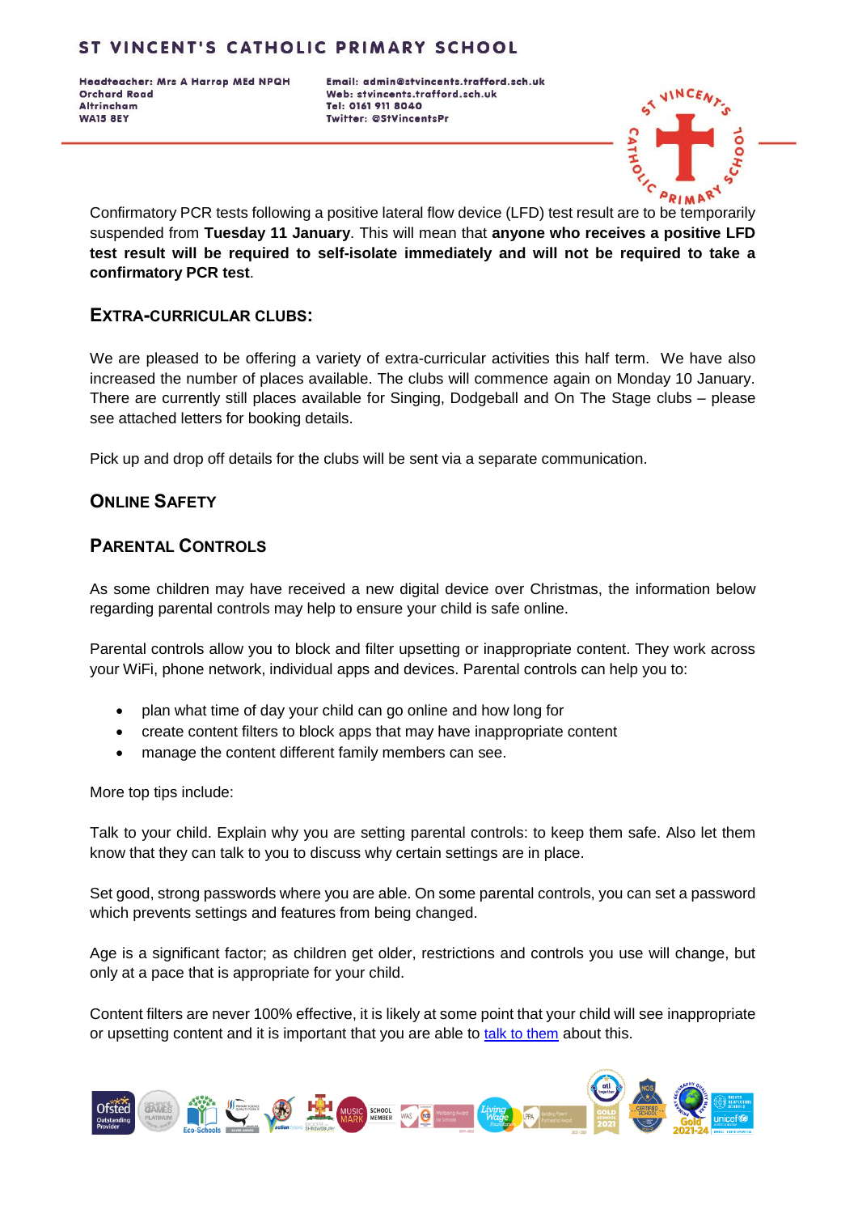Confirmatory PCR tests following a positive lateral flow device (LFD) test result are to be temporarily suspended from **Tuesday 11 January**. This will mean that **anyone who receives a positive LFD test result will be required to self-isolate immediately and will not be required to take a confirmatory PCR test**.

## EXTRA-CURRICULAR CLUBS:

We are pleased to be offering a variety of extra-curricular activities this half term. We have also increased the number of places available. The clubs will commence again on Monday 10 January. There are currently still places available for Singing, Dodgeball and On The Stage clubs – please see attached letters for booking details.

Pick up and drop off details for the clubs will be sent via a separate communication.

## ONLINE SAFETY

## PARENTAL CONTROLS

As some children may have received a new digital device over Christmas, the information below regarding parental controls may help to ensure your child is safe online.

Parental controls allow you to block and filter upsetting or inappropriate content. They work across your WiFi, phone network, individual apps and devices. Parental controls can help you to:

- plan what time of day your child can go online and how long for
- create content filters to block apps that may have inappropriate content
- manage the content different family members can see.

More top tips include:

Talk to your child. Explain why you are setting parental controls: to keep them safe. Also let them know that they can talk to you to discuss why certain settings are in place.

Set good, strong passwords where you are able. On some parental controls, you can set a password which prevents settings and features from being changed.

Age is a significant factor; as children get older, restrictions and controls you use will change, but only at a pace that is appropriate for your child.

Content filters are never 100% effective, it is likely at some point that your child will see inappropriate or upsetting content and it is important that you are able to talk to them about this.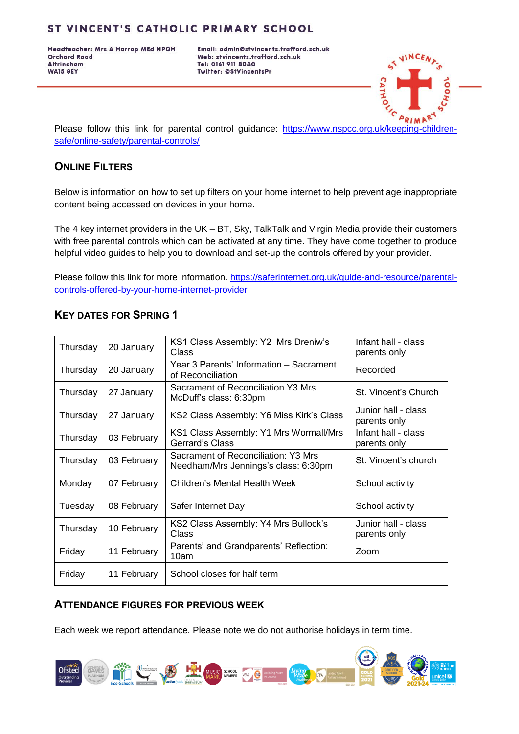Please follow this link for parental control guidance: https://www.nspcc.org.uk/keeping-children-safe/online-safety/parental-controls/

## ONLINE FILTERS

Below is information on how to set up filters on your home internet to help prevent age inappropriate content being accessed on devices in your home.

The 4 key internet providers in the UK – BT, Sky, TalkTalk and Virgin Media provide their customers with free parental controls which can be activated at any time. They have come together to produce helpful video guides to help you to download and set-up the controls offered by your provider.

Please follow this link for more information. https://saferinternet.org.uk/guide-and-resource/parental-controls-offered-by-your-home-internet-provider

## KEY DATES FOR SPRING 1

| | | | |
|---|---|---|---|
| Thursday | 20 January | KS1 Class Assembly: Y2 Mrs Dreniw's Class | Infant hall - class parents only |
| Thursday | 20 January | Year 3 Parents' Information – Sacrament of Reconciliation | Recorded |
| Thursday | 27 January | Sacrament of Reconciliation Y3 Mrs McDuff's class: 6:30pm | St. Vincent's Church |
| Thursday | 27 January | KS2 Class Assembly: Y6 Miss Kirk's Class | Junior hall - class parents only |
| Thursday | 03 February | KS1 Class Assembly: Y1 Mrs Wormall/Mrs Gerrard's Class | Infant hall - class parents only |
| Thursday | 03 February | Sacrament of Reconciliation: Y3 Mrs Needham/Mrs Jennings's class: 6:30pm | St. Vincent's church |
| Monday | 07 February | Children's Mental Health Week | School activity |
| Tuesday | 08 February | Safer Internet Day | School activity |
| Thursday | 10 February | KS2 Class Assembly: Y4 Mrs Bullock's Class | Junior hall - class parents only |
| Friday | 11 February | Parents' and Grandparents' Reflection: 10am | Zoom |
| Friday | 11 February | School closes for half term | |

## ATTENDANCE FIGURES FOR PREVIOUS WEEK

Each week we report attendance. Please note we do not authorise holidays in term time.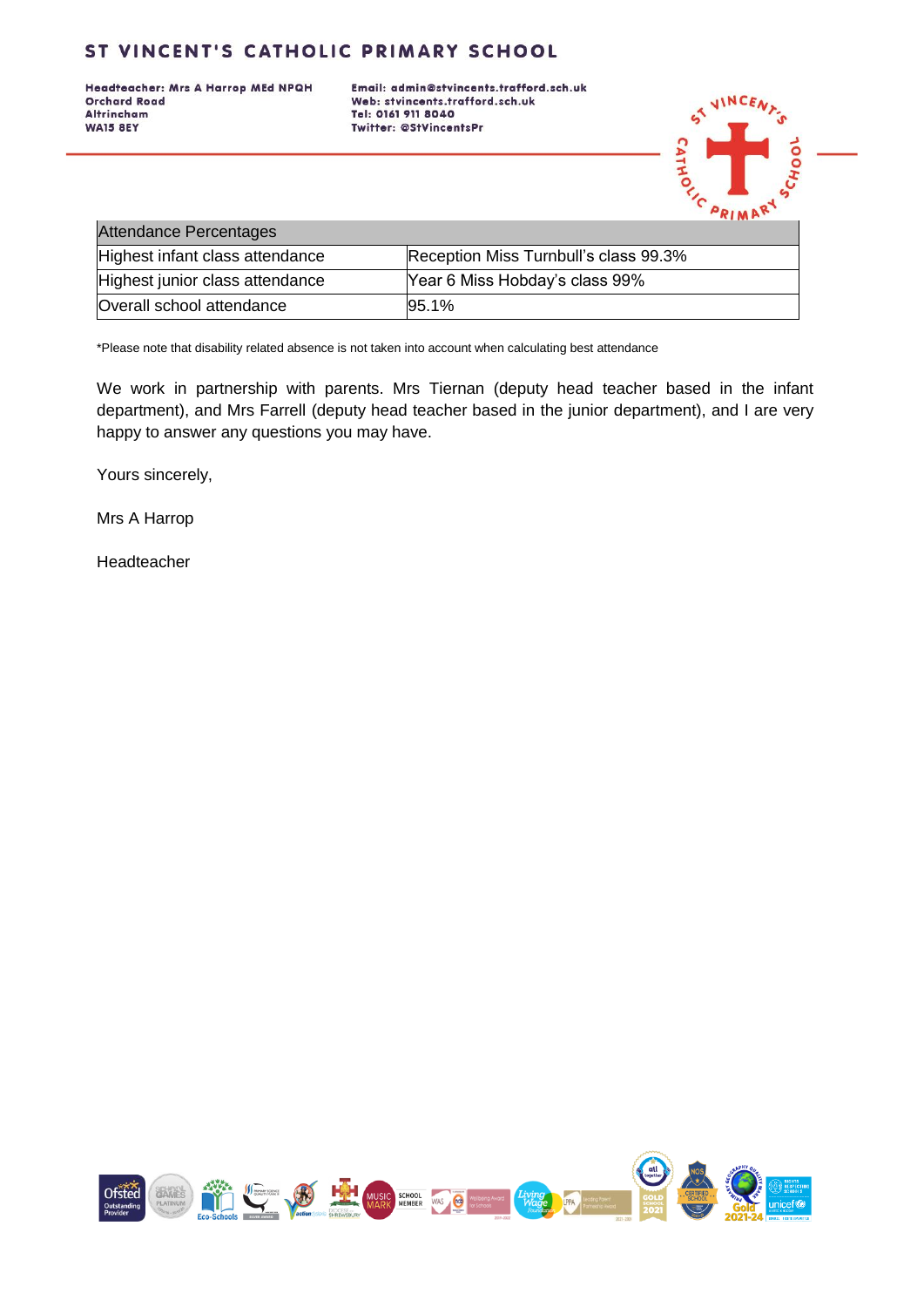| Attendance Percentages | |
|---|---|
| Highest infant class attendance | Reception Miss Turnbull's class 99.3% |
| Highest junior class attendance | Year 6 Miss Hobday's class 99% |
| Overall school attendance | 95.1% |

*Please note that disability related absence is not taken into account when calculating best attendance

We work in partnership with parents. Mrs Tiernan (deputy head teacher based in the infant department), and Mrs Farrell (deputy head teacher based in the junior department), and I are very happy to answer any questions you may have.

Yours sincerely,

Mrs A Harrop

Headteacher